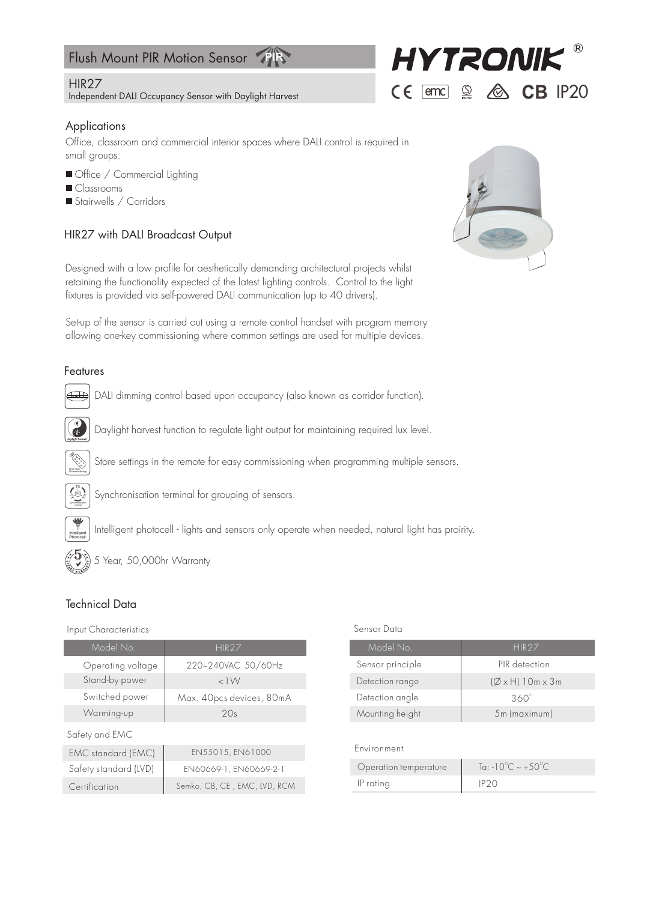# Flush Mount PIR Motion Sensor PIR

## HIR27

Independent DALI Occupancy Sensor with Daylight Harvest

HYTRONIK®

CE emc CB IP20

### Applications

Office, classroom and commercial interior spaces where DALI control is required in small groups.

- Office / Commercial Lighting
- Classrooms
- Stairwells / Corridors

### HIR27 with DALI Broadcast Output

Designed with a low profile for aesthetically demanding architectural projects whilst retaining the functionality expected of the latest lighting controls. Control to the light fixtures is provided via self-powered DALI communication (up to 40 drivers).

Set-up of the sensor is carried out using a remote control handset with program memory allowing one-key commissioning where common settings are used for multiple devices.

### Features

- DALI dimming control based upon occupancy (also known as corridor function).
- Daylight harvest function to regulate light output for maintaining required lux level.
- Store settings in the remote for easy commissioning when programming multiple sensors.
- Synchronisation terminal for grouping of sensors.
- Intelligent photocell - lights and sensors only operate when needed, natural light has proirity.
- 5 Year, 50,000hr Warranty

### Technical Data

Input Characteristics

| Model No. | HIR27 |
|---|---|
| Operating voltage | 220~240VAC 50/60Hz |
| Stand-by power | <1W |
| Switched power | Max. 40pcs devices, 80mA |
| Warming-up | 20s |

Safety and EMC

| | |
|---|---|
| EMC standard (EMC) | EN55015, EN61000 |
| Safety standard (LVD) | EN60669-1, EN60669-2-1 |
| Certification | Semko, CB, CE , EMC, LVD, RCM |

Sensor Data

| Model No. | HIR27 |
|---|---|
| Sensor principle | PIR detection |
| Detection range | (Ø x H) 10m x 3m |
| Detection angle | 360° |
| Mounting height | 5m (maximum) |

Environment

| | |
|---|---|
| Operation temperature | Ta: -10°C ~ +50°C |
| IP rating | IP20 |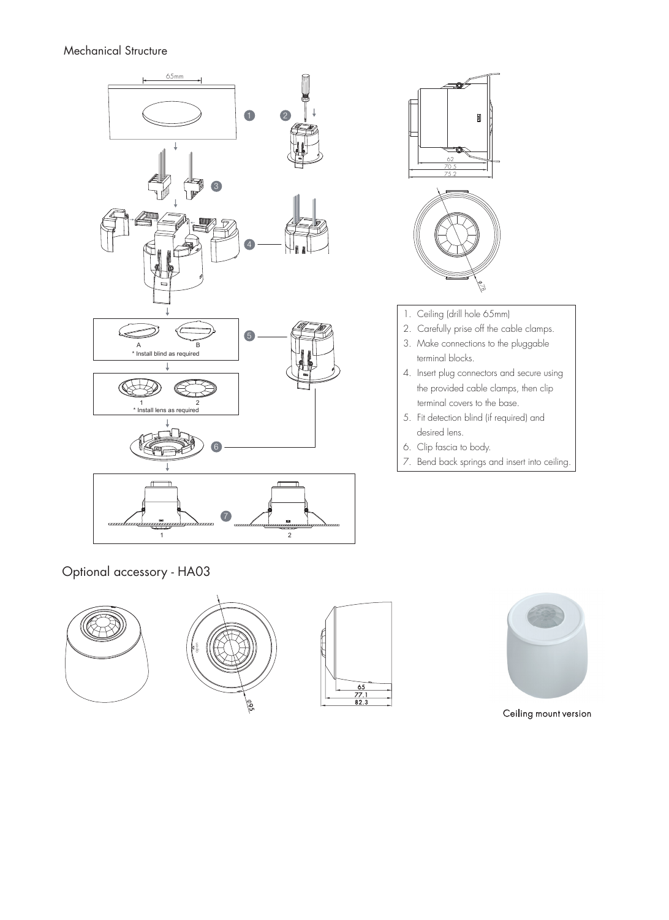## Mechanical Structure

65mm

A B
* Install blind as required

1 2
* Install lens as required

62
70.5
75.2

ø78

1. Ceiling (drill hole 65mm)
2. Carefully prise off the cable clamps.
3. Make connections to the pluggable terminal blocks.
4. Insert plug connectors and secure using the provided cable clamps, then clip terminal covers to the base.
5. Fit detection blind (if required) and desired lens.
6. Clip fascia to body.
7. Bend back springs and insert into ceiling.

## Optional accessory - HA03

ø95

65
77.1
82.3

Ceiling mount version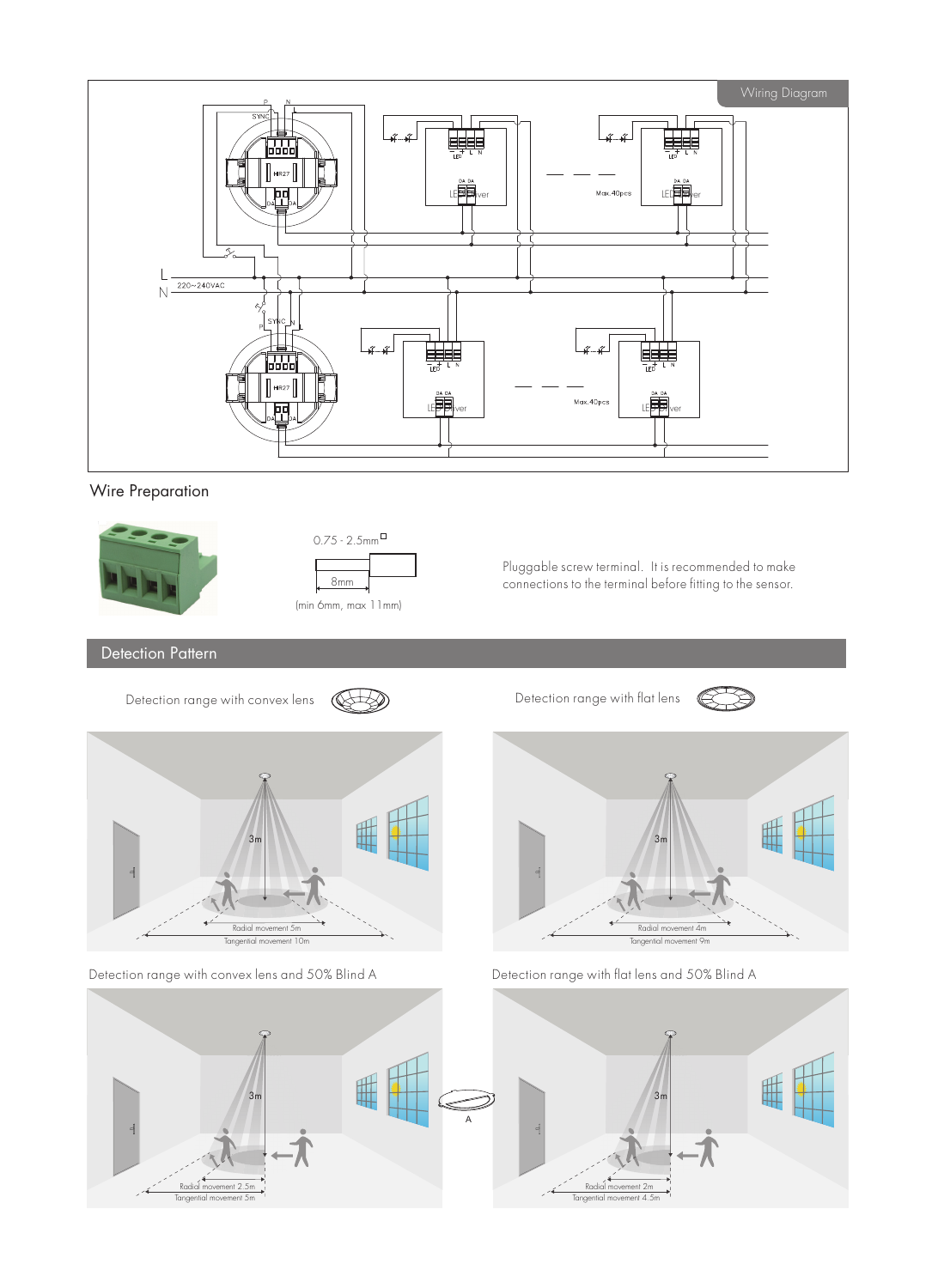## Wiring Diagram

L
N
220~240VAC
SYNC
P
N
HIR27
DA DA
LED
+ L N
Driver
Max.40pcs

## Wire Preparation

0.75 - 2.5mm²

8mm

(min 6mm, max 11mm)

Pluggable screw terminal. It is recommended to make connections to the terminal before fitting to the sensor.

## Detection Pattern

Detection range with convex lens

3m
Radial movement 5m
Tangential movement 10m

Detection range with flat lens

3m
Radial movement 4m
Tangential movement 9m

Detection range with convex lens and 50% Blind A

3m
Radial movement 2.5m
Tangential movement 5m

A

Detection range with flat lens and 50% Blind A

3m
Radial movement 2m
Tangential movement 4.5m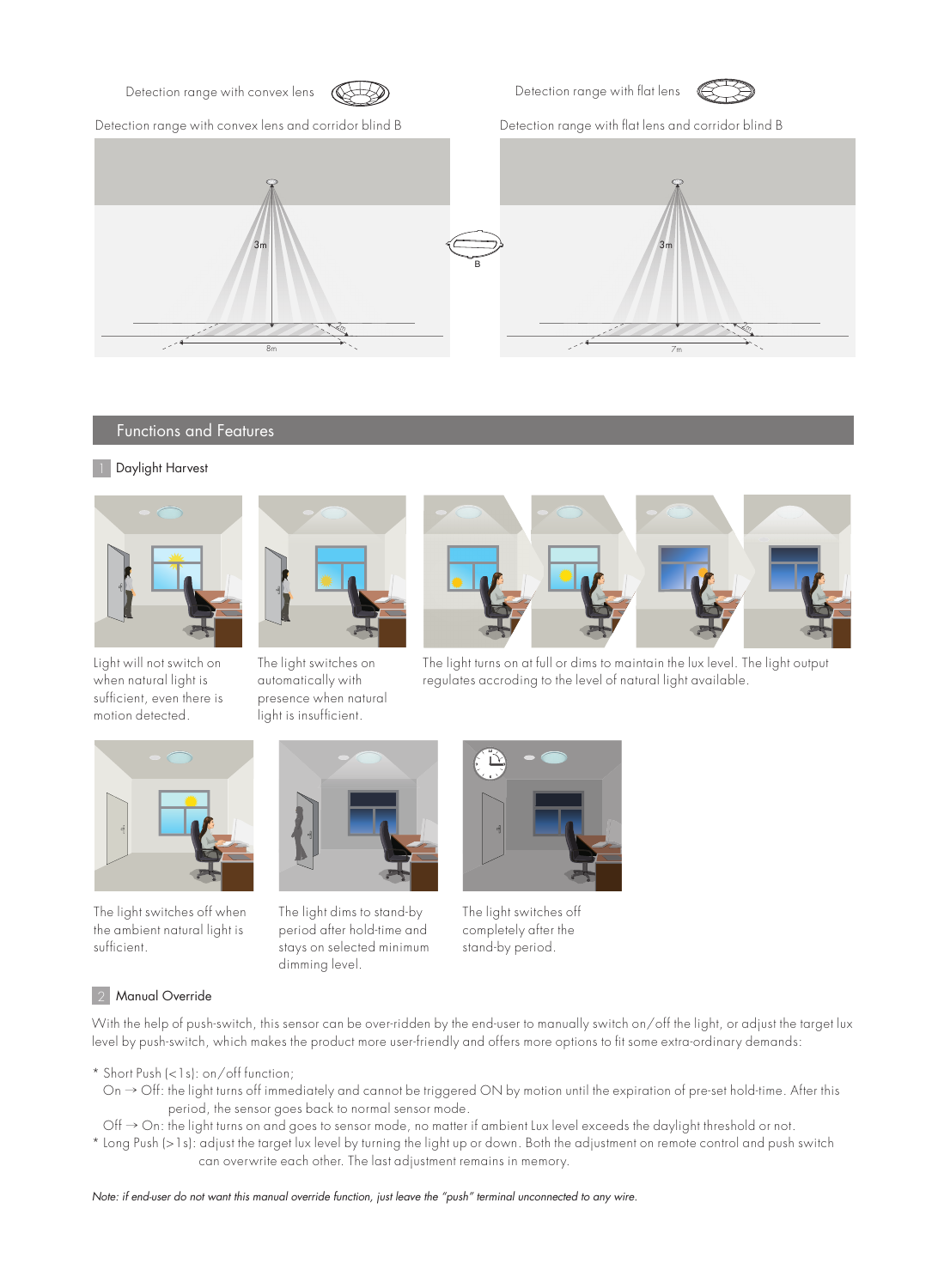Detection range with convex lens

Detection range with flat lens

Detection range with convex lens and corridor blind B

3m

2m

8m

B

Detection range with flat lens and corridor blind B

3m

2m

7m

## Functions and Features

### 1 Daylight Harvest

Light will not switch on when natural light is sufficient, even there is motion detected.

The light switches on automatically with presence when natural light is insufficient.

The light turns on at full or dims to maintain the lux level. The light output regulates accroding to the level of natural light available.

The light switches off when the ambient natural light is sufficient.

The light dims to stand-by period after hold-time and stays on selected minimum dimming level.

The light switches off completely after the stand-by period.

### 2 Manual Override

With the help of push-switch, this sensor can be over-ridden by the end-user to manually switch on/off the light, or adjust the target lux level by push-switch, which makes the product more user-friendly and offers more options to fit some extra-ordinary demands:

* Short Push (<1s): on/off function;
  On → Off: the light turns off immediately and cannot be triggered ON by motion until the expiration of pre-set hold-time. After this period, the sensor goes back to normal sensor mode.
  Off → On: the light turns on and goes to sensor mode, no matter if ambient Lux level exceeds the daylight threshold or not.
* Long Push (>1s): adjust the target lux level by turning the light up or down. Both the adjustment on remote control and push switch can overwrite each other. The last adjustment remains in memory.

*Note: if end-user do not want this manual override function, just leave the "push" terminal unconnected to any wire.*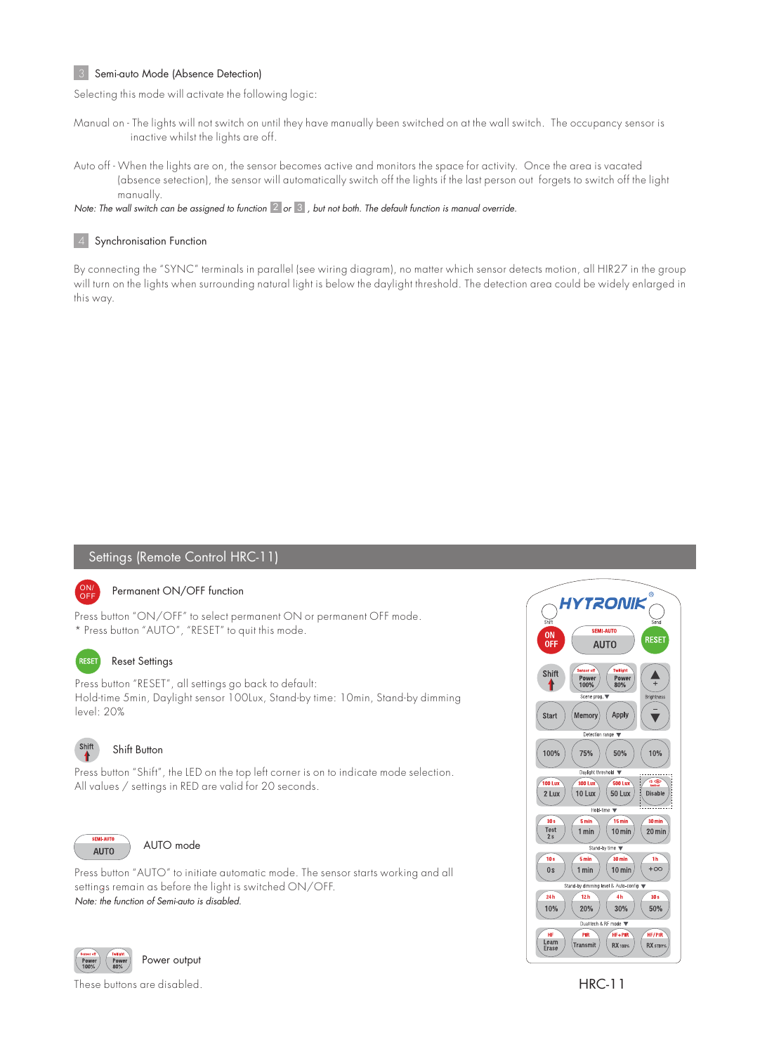### 3 Semi-auto Mode (Absence Detection)

Selecting this mode will activate the following logic:

Manual on - The lights will not switch on until they have manually been switched on at the wall switch. The occupancy sensor is inactive whilst the lights are off.

Auto off - When the lights are on, the sensor becomes active and monitors the space for activity. Once the area is vacated (absence setection), the sensor will automatically switch off the lights if the last person out forgets to switch off the light manually.

*Note: The wall switch can be assigned to function 2 or 3 , but not both. The default function is manual override.*

### 4 Synchronisation Function

By connecting the "SYNC" terminals in parallel (see wiring diagram), no matter which sensor detects motion, all HIR27 in the group will turn on the lights when surrounding natural light is below the daylight threshold. The detection area could be widely enlarged in this way.

## Settings (Remote Control HRC-11)

**ON/OFF** Permanent ON/OFF function

Press button "ON/OFF" to select permanent ON or permanent OFF mode.
* Press button "AUTO", "RESET" to quit this mode.

**RESET** Reset Settings

Press button "RESET", all settings go back to default:
Hold-time 5min, Daylight sensor 100Lux, Stand-by time: 10min, Stand-by dimming level: 20%

**Shift** Shift Button

Press button "Shift", the LED on the top left corner is on to indicate mode selection.
All values / settings in RED are valid for 20 seconds.

**SEMI-AUTO / AUTO** AUTO mode

Press button "AUTO" to initiate automatic mode. The sensor starts working and all settings remain as before the light is switched ON/OFF.
*Note: the function of Semi-auto is disabled.*

**Sensor off / Power 100% — Twilight / Power 80%** Power output

These buttons are disabled.

HYTRONIK
Shift
Send
ON OFF
SEMI-AUTO
AUTO
RESET
Shift
Sensor off
Power 100%
Twilight
Power 80%
Scene prog.
+
Brightness
−
Start
Memory
Apply
Detection range
100%
75%
50%
10%
Daylight threshold
100 Lux
2 Lux
300 Lux
10 Lux
500 Lux
50 Lux
Disable
Hold-time
30 s
Test 2 s
5 min
1 min
15 min
10 min
30 min
20 min
Stand-by time
10 s
0 s
5 min
1 min
30 min
10 min
1 h
+∞
Stand-by dimming level & Auto-config
24 h
10%
12 h
20%
4 h
30%
30 s
50%
Dual tech & RF mode
HF
Learn Erase
PIR
Transmit
HF+PIR
RX 100%
HF/PIR
RX STBY%

HRC-11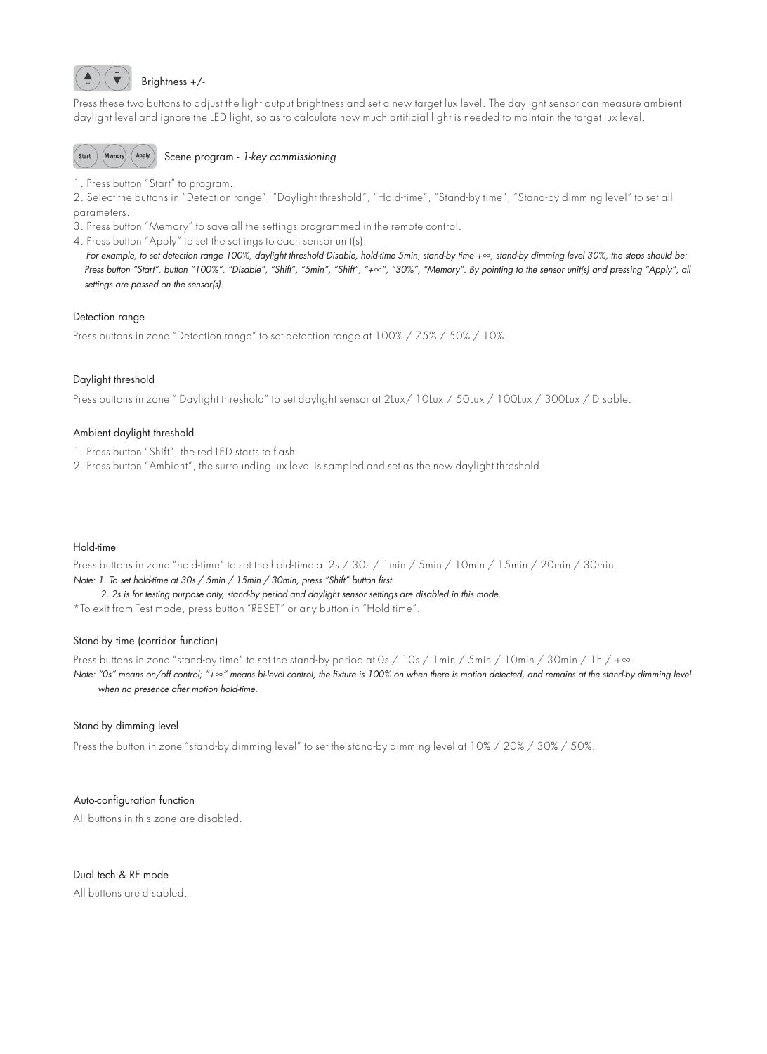### Brightness +/-

Press these two buttons to adjust the light output brightness and set a new target lux level. The daylight sensor can measure ambient daylight level and ignore the LED light, so as to calculate how much artificial light is needed to maintain the target lux level.

### Scene program - *1-key commissioning*

1. Press button "Start" to program.
2. Select the buttons in "Detection range", "Daylight threshold", "Hold-time", "Stand-by time", "Stand-by dimming level" to set all parameters.
3. Press button "Memory" to save all the settings programmed in the remote control.
4. Press button "Apply" to set the settings to each sensor unit(s).

*For example, to set detection range 100%, daylight threshold Disable, hold-time 5min, stand-by time +∞, stand-by dimming level 30%, the steps should be: Press button "Start", button "100%", "Disable", "Shift", "5min", "Shift", "+∞", "30%", "Memory". By pointing to the sensor unit(s) and pressing "Apply", all settings are passed on the sensor(s).*

### Detection range

Press buttons in zone "Detection range" to set detection range at 100% / 75% / 50% / 10%.

### Daylight threshold

Press buttons in zone " Daylight threshold" to set daylight sensor at 2Lux/ 10Lux / 50Lux / 100Lux / 300Lux / Disable.

### Ambient daylight threshold

1. Press button "Shift", the red LED starts to flash.
2. Press button "Ambient", the surrounding lux level is sampled and set as the new daylight threshold.

### Hold-time

Press buttons in zone "hold-time" to set the hold-time at 2s / 30s / 1min / 5min / 10min / 15min / 20min / 30min.

*Note: 1. To set hold-time at 30s / 5min / 15min / 30min, press "Shift" button first.*

*2. 2s is for testing purpose only, stand-by period and daylight sensor settings are disabled in this mode.*

*To exit from Test mode, press button "RESET" or any button in "Hold-time".

### Stand-by time (corridor function)

Press buttons in zone "stand-by time" to set the stand-by period at 0s / 10s / 1min / 5min / 10min / 30min / 1h / +∞.

*Note: "0s" means on/off control; "+∞" means bi-level control, the fixture is 100% on when there is motion detected, and remains at the stand-by dimming level when no presence after motion hold-time.*

### Stand-by dimming level

Press the button in zone "stand-by dimming level" to set the stand-by dimming level at 10% / 20% / 30% / 50%.

### Auto-configuration function

All buttons in this zone are disabled.

### Dual tech & RF mode

All buttons are disabled.